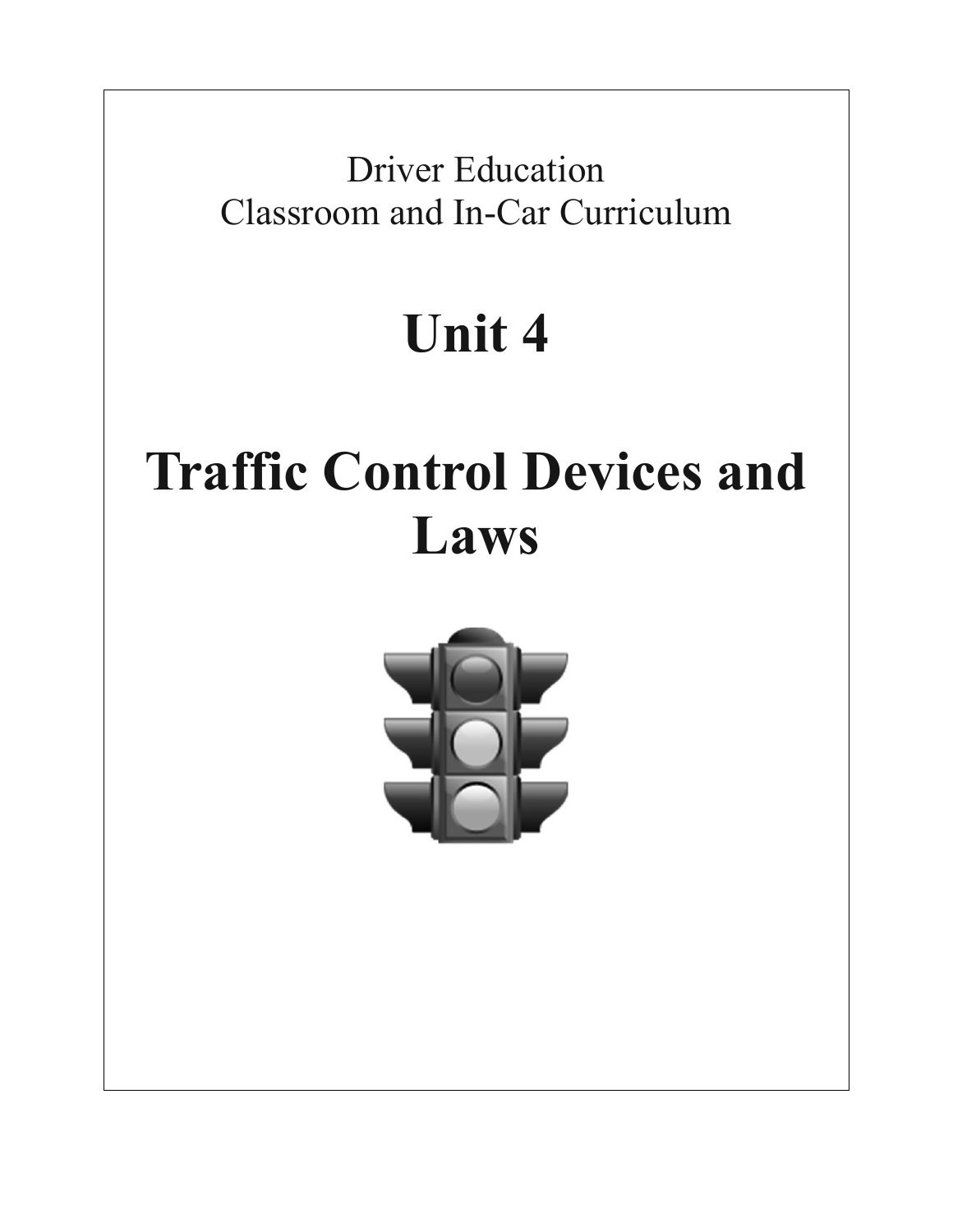Driver Education
Classroom and In-Car Curriculum

# Unit 4

# Traffic Control Devices and Laws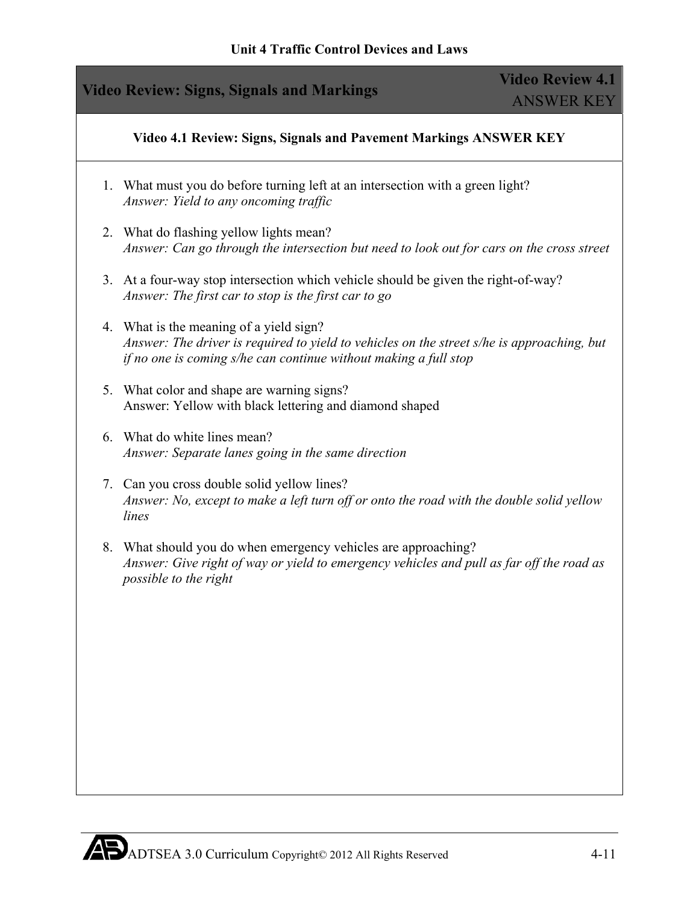## Video Review: Signs, Signals and Markings

**Video Review 4.1**
ANSWER KEY

**Video 4.1 Review: Signs, Signals and Pavement Markings ANSWER KEY**

1. What must you do before turning left at an intersection with a green light?
   *Answer: Yield to any oncoming traffic*

2. What do flashing yellow lights mean?
   *Answer: Can go through the intersection but need to look out for cars on the cross street*

3. At a four-way stop intersection which vehicle should be given the right-of-way?
   *Answer: The first car to stop is the first car to go*

4. What is the meaning of a yield sign?
   *Answer: The driver is required to yield to vehicles on the street s/he is approaching, but if no one is coming s/he can continue without making a full stop*

5. What color and shape are warning signs?
   Answer: Yellow with black lettering and diamond shaped

6. What do white lines mean?
   *Answer: Separate lanes going in the same direction*

7. Can you cross double solid yellow lines?
   *Answer: No, except to make a left turn off or onto the road with the double solid yellow lines*

8. What should you do when emergency vehicles are approaching?
   *Answer: Give right of way or yield to emergency vehicles and pull as far off the road as possible to the right*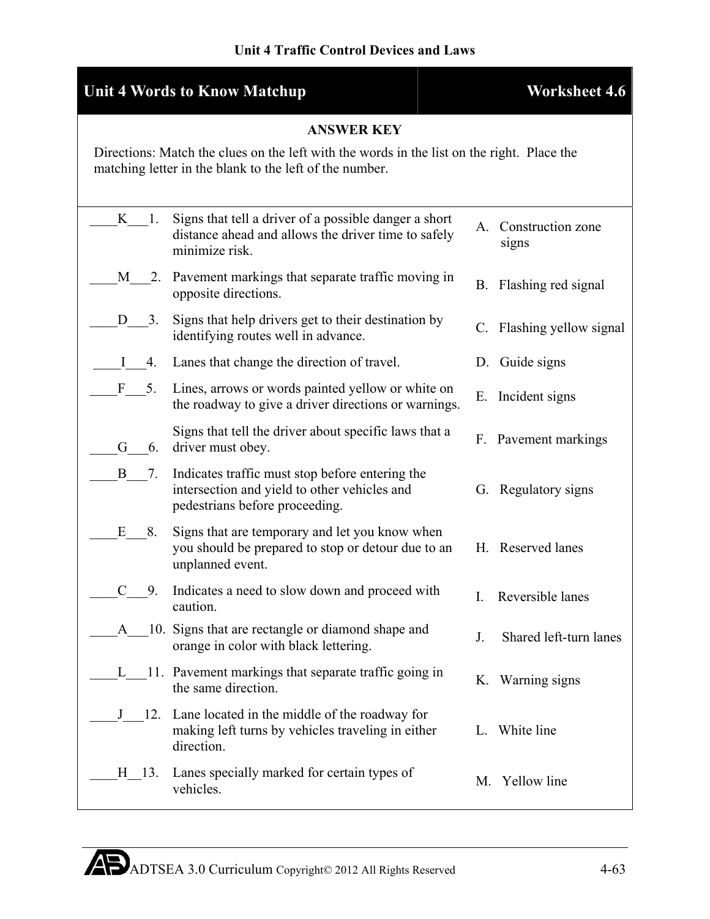## Unit 4 Words to Know Matchup — Worksheet 4.6

**ANSWER KEY**

Directions: Match the clues on the left with the words in the list on the right. Place the matching letter in the blank to the left of the number.

| Answer | # | Clue | | Word |
|---|---|---|---|---|
| K | 1. | Signs that tell a driver of a possible danger a short distance ahead and allows the driver time to safely minimize risk. | A. | Construction zone signs |
| M | 2. | Pavement markings that separate traffic moving in opposite directions. | B. | Flashing red signal |
| D | 3. | Signs that help drivers get to their destination by identifying routes well in advance. | C. | Flashing yellow signal |
| I | 4. | Lanes that change the direction of travel. | D. | Guide signs |
| F | 5. | Lines, arrows or words painted yellow or white on the roadway to give a driver directions or warnings. | E. | Incident signs |
| G | 6. | Signs that tell the driver about specific laws that a driver must obey. | F. | Pavement markings |
| B | 7. | Indicates traffic must stop before entering the intersection and yield to other vehicles and pedestrians before proceeding. | G. | Regulatory signs |
| E | 8. | Signs that are temporary and let you know when you should be prepared to stop or detour due to an unplanned event. | H. | Reserved lanes |
| C | 9. | Indicates a need to slow down and proceed with caution. | I. | Reversible lanes |
| A | 10. | Signs that are rectangle or diamond shape and orange in color with black lettering. | J. | Shared left-turn lanes |
| L | 11. | Pavement markings that separate traffic going in the same direction. | K. | Warning signs |
| J | 12. | Lane located in the middle of the roadway for making left turns by vehicles traveling in either direction. | L. | White line |
| H | 13. | Lanes specially marked for certain types of vehicles. | M. | Yellow line |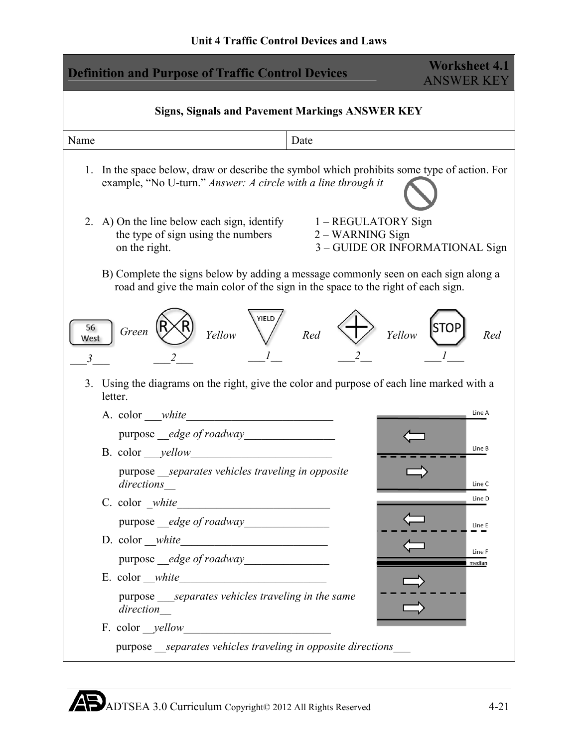Unit 4 Traffic Control Devices and Laws

## Definition and Purpose of Traffic Control Devices

**Worksheet 4.1**
ANSWER KEY

**Signs, Signals and Pavement Markings ANSWER KEY**

| Name | Date |
|---|---|

1. In the space below, draw or describe the symbol which prohibits some type of action. For example, "No U-turn." *Answer: A circle with a line through it*

2. A) On the line below each sign, identify the type of sign using the numbers on the right.

   1 – REGULATORY Sign
   2 – WARNING Sign
   3 – GUIDE OR INFORMATIONAL Sign

   B) Complete the signs below by adding a message commonly seen on each sign along a road and give the main color of the sign in the space to the right of each sign.

| Sign | Color | Type |
|---|---|---|
| 56 West | *Green* | ___*3*___ |
| R X R | *Yellow* | ___*2*___ |
| YIELD | *Red* | ___*1*__ |
| (cross) | *Yellow* | ___*2*__ |
| STOP | *Red* | ___*1*___ |

3. Using the diagrams on the right, give the color and purpose of each line marked with a letter.

   A. color ___*white*___________________________
      purpose __*edge of roadway*________________
   B. color ___*yellow*__________________________
      purpose __*separates vehicles traveling in opposite directions*__
   C. color _*white*____________________________
      purpose __*edge of roadway*_______________
   D. color __*white*___________________________
      purpose __*edge of roadway*_______________
   E. color __*white*___________________________
      purpose ___*separates vehicles traveling in the same direction*__
   F. color __*yellow*__________________________
      purpose __*separates vehicles traveling in opposite directions*___

Line A
Line B
Line C
Line D
Line E
Line F
median

ADTSEA 3.0 Curriculum Copyright© 2012 All Rights Reserved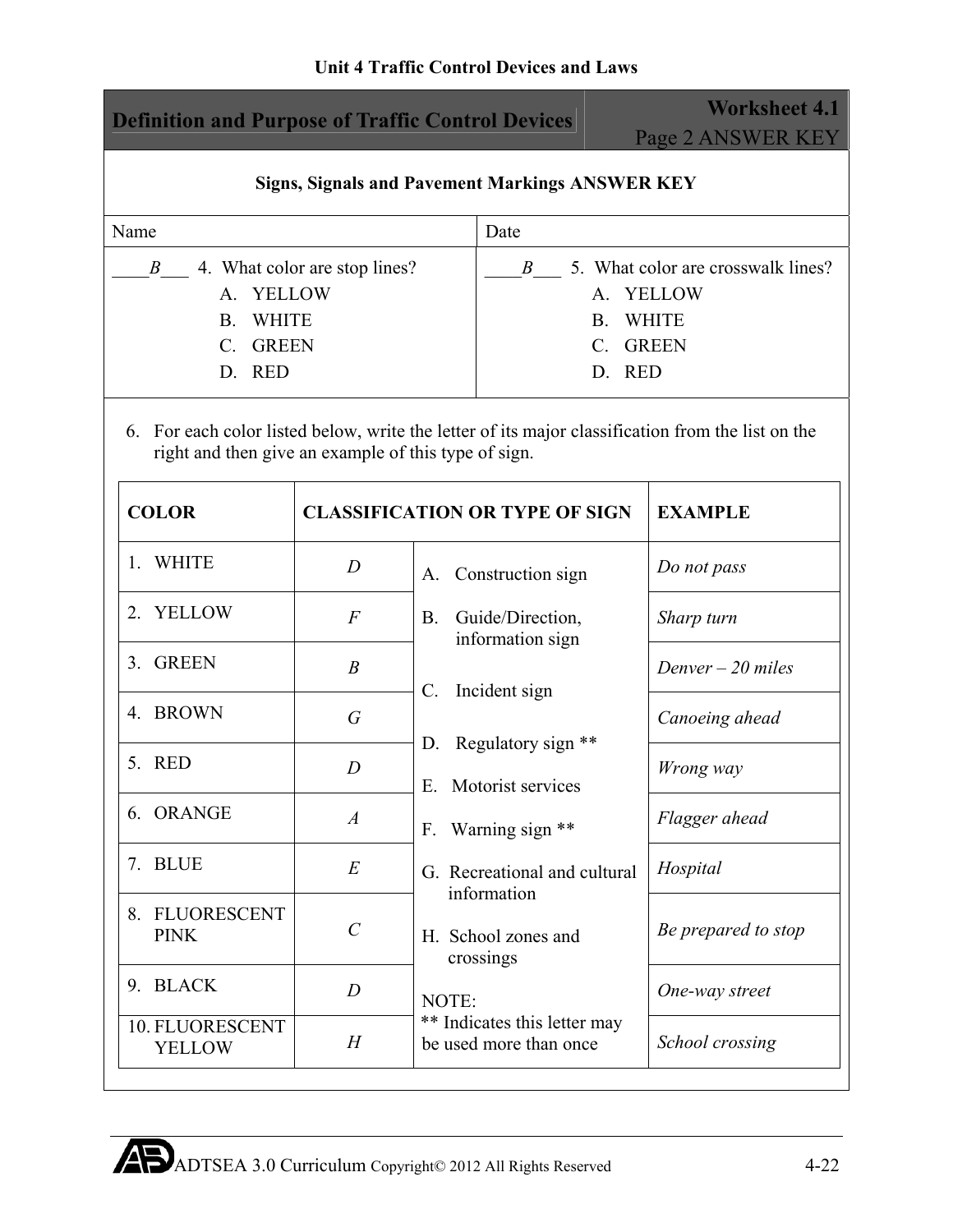## Definition and Purpose of Traffic Control Devices

**Worksheet 4.1**
Page 2 ANSWER KEY

**Signs, Signals and Pavement Markings ANSWER KEY**

| Name | Date |
|---|---|

____*B*___ 4. What color are stop lines?

A. YELLOW
B. WHITE
C. GREEN
D. RED

____*B*___ 5. What color are crosswalk lines?

A. YELLOW
B. WHITE
C. GREEN
D. RED

6. For each color listed below, write the letter of its major classification from the list on the right and then give an example of this type of sign.

| COLOR | CLASSIFICATION OR TYPE OF SIGN | | EXAMPLE |
|---|---|---|---|
| 1. WHITE | *D* | A. Construction sign | *Do not pass* |
| 2. YELLOW | *F* | B. Guide/Direction, information sign | *Sharp turn* |
| 3. GREEN | *B* | C. Incident sign | *Denver – 20 miles* |
| 4. BROWN | *G* | D. Regulatory sign ** | *Canoeing ahead* |
| 5. RED | *D* | E. Motorist services | *Wrong way* |
| 6. ORANGE | *A* | F. Warning sign ** | *Flagger ahead* |
| 7. BLUE | *E* | G. Recreational and cultural information | *Hospital* |
| 8. FLUORESCENT PINK | *C* | H. School zones and crossings | *Be prepared to stop* |
| 9. BLACK | *D* | NOTE: | *One-way street* |
| 10. FLUORESCENT YELLOW | *H* | ** Indicates this letter may be used more than once | *School crossing* |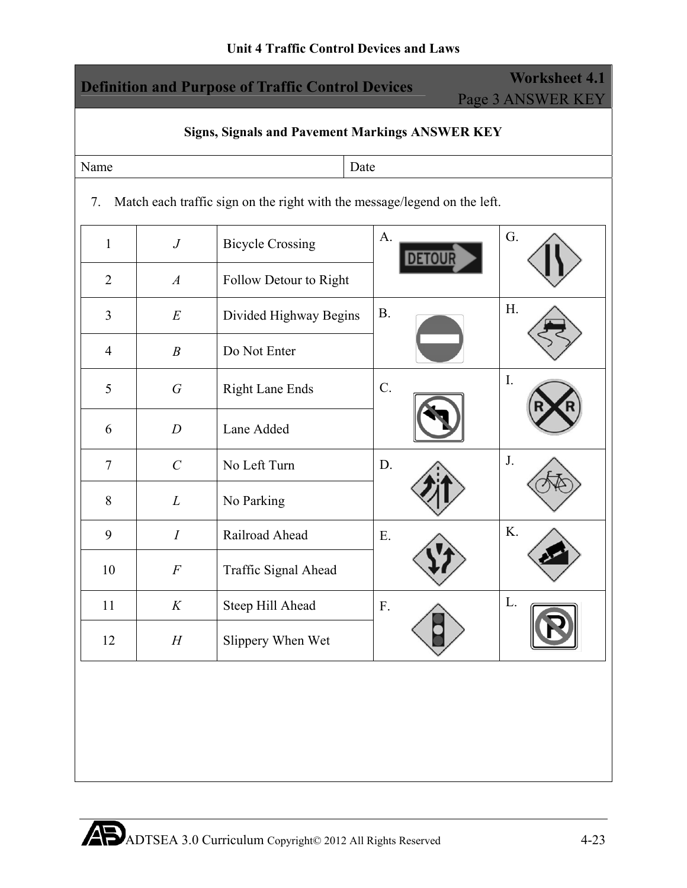Unit 4 Traffic Control Devices and Laws

## Definition and Purpose of Traffic Control Devices

**Worksheet 4.1**
Page 3 ANSWER KEY

**Signs, Signals and Pavement Markings ANSWER KEY**

| Name | Date |
|---|---|
| | |

7. Match each traffic sign on the right with the message/legend on the left.

| | | | | |
|---|---|---|---|---|
| 1 | *J* | Bicycle Crossing | A. | G. |
| 2 | *A* | Follow Detour to Right | | |
| 3 | *E* | Divided Highway Begins | B. | H. |
| 4 | *B* | Do Not Enter | | |
| 5 | *G* | Right Lane Ends | C. | I. |
| 6 | *D* | Lane Added | | |
| 7 | *C* | No Left Turn | D. | J. |
| 8 | *L* | No Parking | | |
| 9 | *I* | Railroad Ahead | E. | K. |
| 10 | *F* | Traffic Signal Ahead | | |
| 11 | *K* | Steep Hill Ahead | F. | L. |
| 12 | *H* | Slippery When Wet | | |

ADTSEA 3.0 Curriculum Copyright© 2012 All Rights Reserved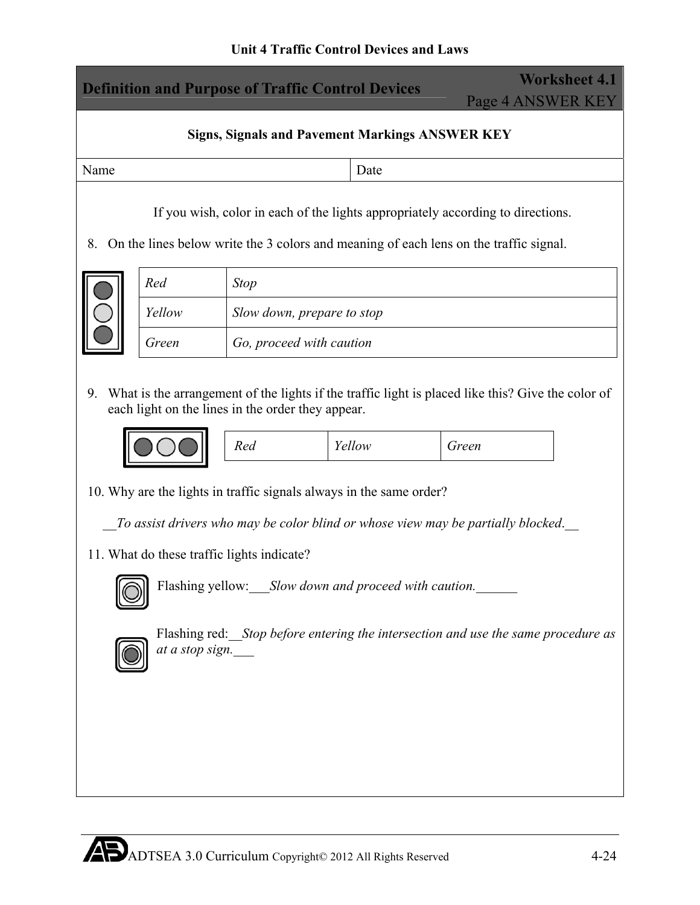## Unit 4 Traffic Control Devices and Laws

## Definition and Purpose of Traffic Control Devices

**Worksheet 4.1**
Page 4 ANSWER KEY

**Signs, Signals and Pavement Markings ANSWER KEY**

| Name | Date |
|---|---|

If you wish, color in each of the lights appropriately according to directions.

8. On the lines below write the 3 colors and meaning of each lens on the traffic signal.

| | |
|---|---|
| *Red* | *Stop* |
| *Yellow* | *Slow down, prepare to stop* |
| *Green* | *Go, proceed with caution* |

9. What is the arrangement of the lights if the traffic light is placed like this? Give the color of each light on the lines in the order they appear.

| | | |
|---|---|---|
| *Red* | *Yellow* | *Green* |

10. Why are the lights in traffic signals always in the same order?

__*To assist drivers who may be color blind or whose view may be partially blocked*.__

11. What do these traffic lights indicate?

Flashing yellow:___*Slow down and proceed with caution.*______

Flashing red:__*Stop before entering the intersection and use the same procedure as at a stop sign.*___